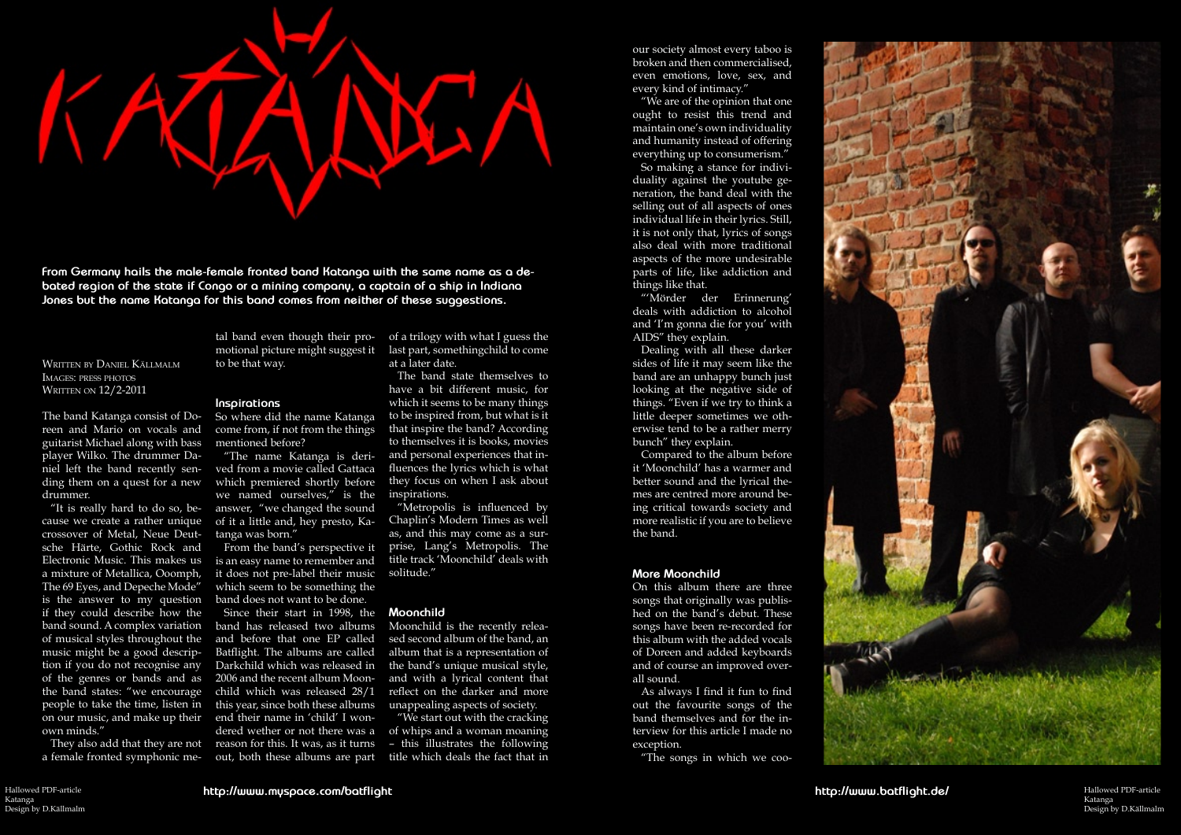# KATANGA

**From Germany hails the male-female fronted band Katanga with the same name as a debated region of the state if Congo or a mining company, a captain of a ship in Indiana Jones but the name Katanga for this band comes from neither of these suggestions.**

Written by Daniel Källmalm
Images: press photos
Written on 12/2-2011

The band Katanga consist of Doreen and Mario on vocals and guitarist Michael along with bass player Wilko. The drummer Daniel left the band recently sending them on a quest for a new drummer.

"It is really hard to do so, because we create a rather unique crossover of Metal, Neue Deutsche Härte, Gothic Rock and Electronic Music. This makes us a mixture of Metallica, Ooomph, The 69 Eyes, and Depeche Mode" is the answer to my question if they could describe how the band sound. A complex variation of musical styles throughout the music might be a good description if you do not recognise any of the genres or bands and as the band states: "we encourage people to take the time, listen in on our music, and make up their own minds."

They also add that they are not a female fronted symphonic metal band even though their promotional picture might suggest it to be that way.

## Inspirations

So where did the name Katanga come from, if not from the things mentioned before?

"The name Katanga is derived from a movie called Gattaca which premiered shortly before we named ourselves," is the answer, "we changed the sound of it a little and, hey presto, Katanga was born."

From the band's perspective it is an easy name to remember and it does not pre-label their music which seem to be something the band does not want to be done.

Since their start in 1998, the band has released two albums and before that one EP called Batflight. The albums are called Darkchild which was released in 2006 and the recent album Moonchild which was released 28/1 this year, since both these albums end their name in 'child' I wondered wether or not there was a reason for this. It was, as it turns out, both these albums are part of a trilogy with what I guess the last part, somethingchild to come at a later date.

The band state themselves to have a bit different music, for which it seems to be many things to be inspired from, but what is it that inspire the band? According to themselves it is books, movies and personal experiences that influences the lyrics which is what they focus on when I ask about inspirations.

"Metropolis is influenced by Chaplin's Modern Times as well as, and this may come as a surprise, Lang's Metropolis. The title track 'Moonchild' deals with solitude."

## Moonchild

Moonchild is the recently released second album of the band, an album that is a representation of the band's unique musical style, and with a lyrical content that reflect on the darker and more unappealing aspects of society.

"We start out with the cracking of whips and a woman moaning – this illustrates the following title which deals the fact that in our society almost every taboo is broken and then commercialised, even emotions, love, sex, and every kind of intimacy."

"We are of the opinion that one ought to resist this trend and maintain one's own individuality and humanity instead of offering everything up to consumerism."

So making a stance for individuality against the youtube generation, the band deal with the selling out of all aspects of ones individual life in their lyrics. Still, it is not only that, lyrics of songs also deal with more traditional aspects of the more undesirable parts of life, like addiction and things like that.

"'Mörder der Erinnerung' deals with addiction to alcohol and 'I'm gonna die for you' with AIDS" they explain.

Dealing with all these darker sides of life it may seem like the band are an unhappy bunch just looking at the negative side of things. "Even if we try to think a little deeper sometimes we otherwise tend to be a rather merry bunch" they explain.

Compared to the album before it 'Moonchild' has a warmer and better sound and the lyrical themes are centred more around being critical towards society and more realistic if you are to believe the band.

## More Moonchild

On this album there are three songs that originally was published on the band's debut. These songs have been re-recorded for this album with the added vocals of Doreen and added keyboards and of course an improved overall sound.

As always I find it fun to find out the favourite songs of the band themselves and for the interview for this article I made no exception.

"The songs in which we coo-

http://www.myspace.com/batflight

http://www.batflight.de/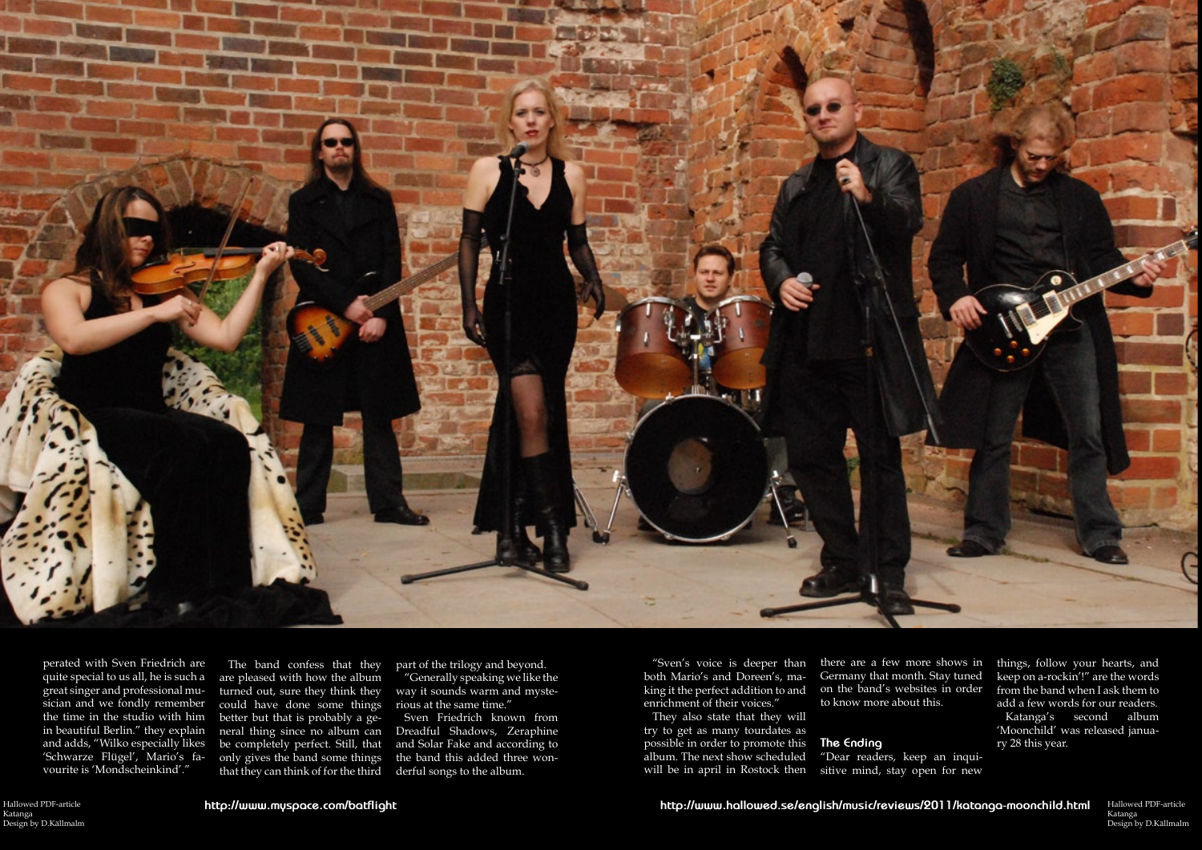perated with Sven Friedrich are quite special to us all, he is such a great singer and professional musician and we fondly remember the time in the studio with him in beautiful Berlin." they explain and adds, "Wilko especially likes 'Schwarze Flügel', Mario's favourite is 'Mondscheinkind'."

The band confess that they are pleased with how the album turned out, sure they think they could have done some things better but that is probably a general thing since no album can be completely perfect. Still, that only gives the band some things that they can think of for the third part of the trilogy and beyond.

"Generally speaking we like the way it sounds warm and mysterious at the same time."

Sven Friedrich known from Dreadful Shadows, Zeraphine and Solar Fake and according to the band this added three wonderful songs to the album.

"Sven's voice is deeper than both Mario's and Doreen's, making it the perfect addition to and enrichment of their voices."

They also state that they will try to get as many tourdates as possible in order to promote this album. The next show scheduled will be in april in Rostock then there are a few more shows in Germany that month. Stay tuned on the band's websites in order to know more about this.

## The Ending

"Dear readers, keep an inquisitive mind, stay open for new things, follow your hearts, and keep on a-rockin'!" are the words from the band when I ask them to add a few words for our readers.

Katanga's second album 'Moonchild' was released january 28 this year.

http://www.myspace.com/batflight

http://www.hallowed.se/english/music/reviews/2011/katanga-moonchild.html